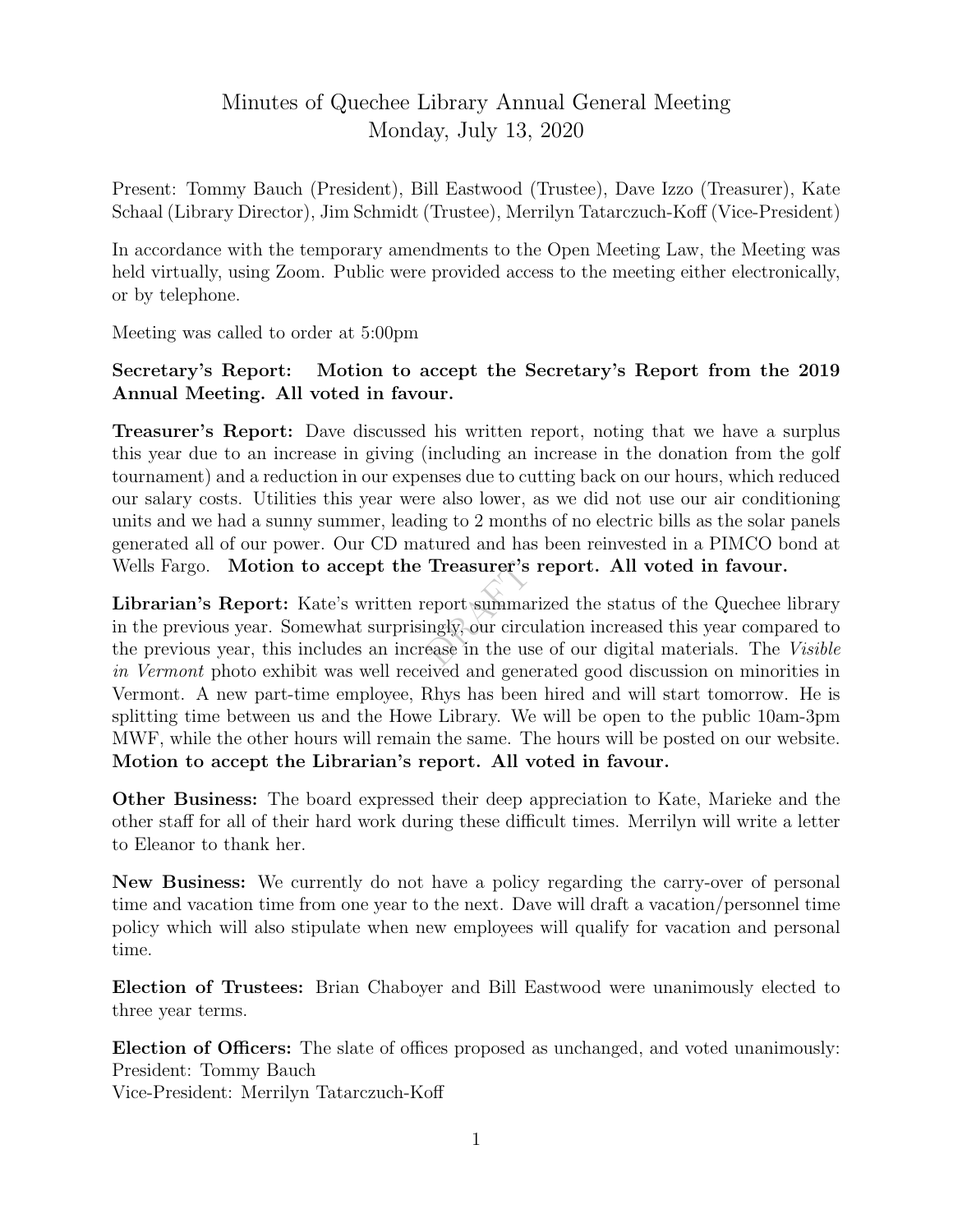# Minutes of Quechee Library Annual General Meeting
## Monday, July 13, 2020

Present: Tommy Bauch (President), Bill Eastwood (Trustee), Dave Izzo (Treasurer), Kate Schaal (Library Director), Jim Schmidt (Trustee), Merrilyn Tatarczuch-Koff (Vice-President)

In accordance with the temporary amendments to the Open Meeting Law, the Meeting was held virtually, using Zoom. Public were provided access to the meeting either electronically, or by telephone.

Meeting was called to order at 5:00pm

**Secretary's Report: Motion to accept the Secretary's Report from the 2019 Annual Meeting. All voted in favour.**

**Treasurer's Report:** Dave discussed his written report, noting that we have a surplus this year due to an increase in giving (including an increase in the donation from the golf tournament) and a reduction in our expenses due to cutting back on our hours, which reduced our salary costs. Utilities this year were also lower, as we did not use our air conditioning units and we had a sunny summer, leading to 2 months of no electric bills as the solar panels generated all of our power. Our CD matured and has been reinvested in a PIMCO bond at Wells Fargo. **Motion to accept the Treasurer's report. All voted in favour.**

**Librarian's Report:** Kate's written report summarized the status of the Quechee library in the previous year. Somewhat surprisingly, our circulation increased this year compared to the previous year, this includes an increase in the use of our digital materials. The *Visible in Vermont* photo exhibit was well received and generated good discussion on minorities in Vermont. A new part-time employee, Rhys has been hired and will start tomorrow. He is splitting time between us and the Howe Library. We will be open to the public 10am-3pm MWF, while the other hours will remain the same. The hours will be posted on our website. **Motion to accept the Librarian's report. All voted in favour.**

**Other Business:** The board expressed their deep appreciation to Kate, Marieke and the other staff for all of their hard work during these difficult times. Merrilyn will write a letter to Eleanor to thank her.

**New Business:** We currently do not have a policy regarding the carry-over of personal time and vacation time from one year to the next. Dave will draft a vacation/personnel time policy which will also stipulate when new employees will qualify for vacation and personal time.

**Election of Trustees:** Brian Chaboyer and Bill Eastwood were unanimously elected to three year terms.

**Election of Officers:** The slate of offices proposed as unchanged, and voted unanimously:
President: Tommy Bauch
Vice-President: Merrilyn Tatarczuch-Koff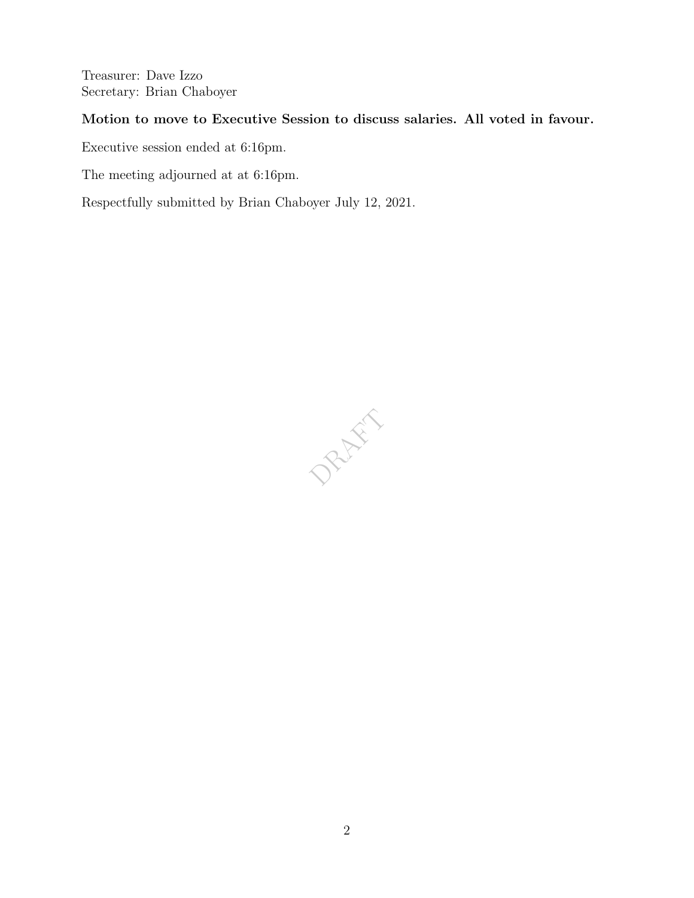Treasurer: Dave Izzo
Secretary: Brian Chaboyer

**Motion to move to Executive Session to discuss salaries. All voted in favour.**

Executive session ended at 6:16pm.

The meeting adjourned at at 6:16pm.

Respectfully submitted by Brian Chaboyer July 12, 2021.

DRAFT